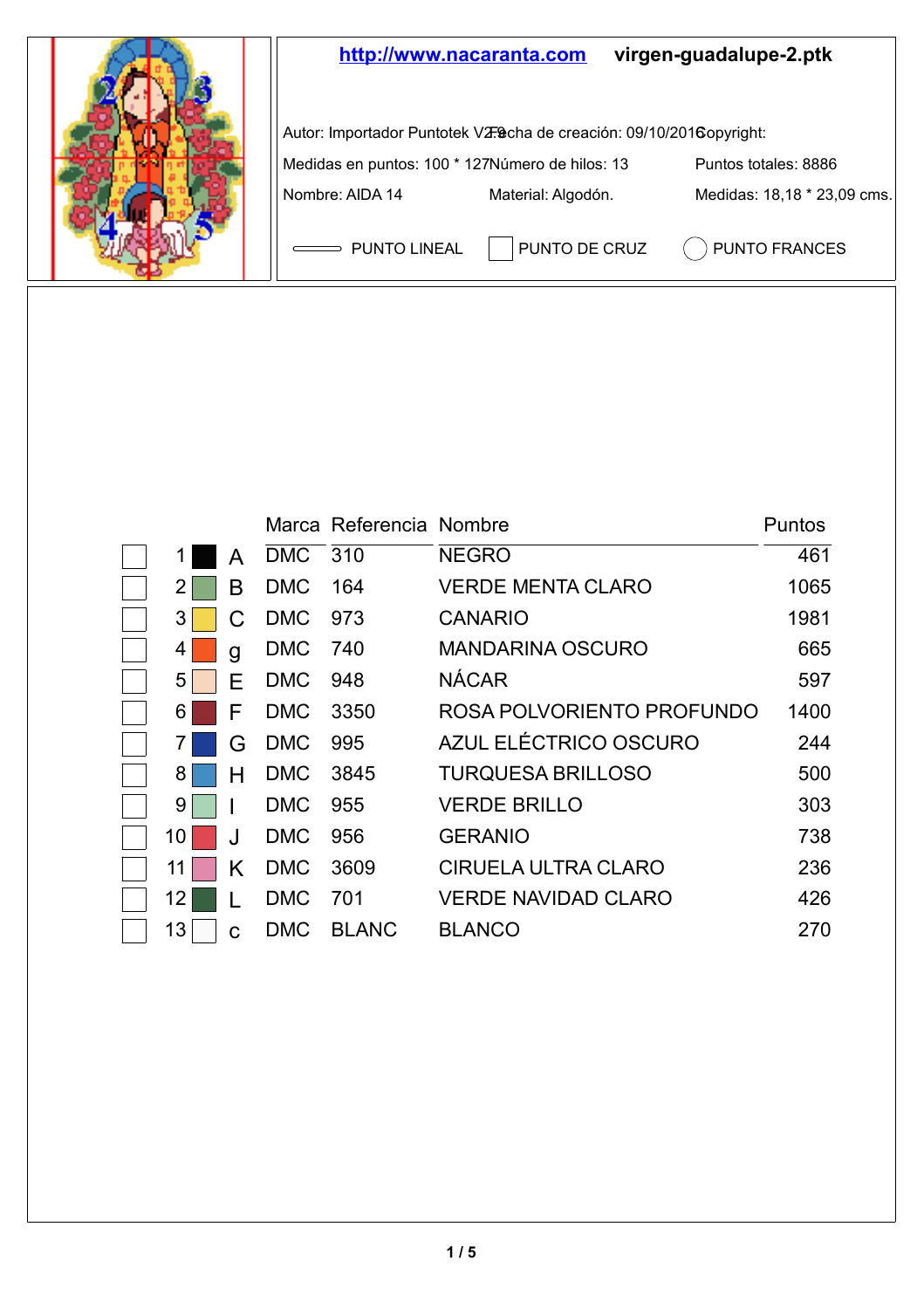**http://www.nacaranta.com** **virgen-guadalupe-2.ptk**

Autor: Importador Puntotek V2.9 Fecha de creación: 09/10/2016 Copyright:

Medidas en puntos: 100 * 127 Número de hilos: 13 Puntos totales: 8886

Nombre: AIDA 14 Material: Algodón. Medidas: 18,18 * 23,09 cms.

PUNTO LINEAL | PUNTO DE CRUZ | PUNTO FRANCES

| | | | Marca | Referencia | Nombre | Puntos |
|---|---|---|---|---|---|---|
| | 1 | A | DMC | 310 | NEGRO | 461 |
| | 2 | B | DMC | 164 | VERDE MENTA CLARO | 1065 |
| | 3 | C | DMC | 973 | CANARIO | 1981 |
| | 4 | g | DMC | 740 | MANDARINA OSCURO | 665 |
| | 5 | E | DMC | 948 | NÁCAR | 597 |
| | 6 | F | DMC | 3350 | ROSA POLVORIENTO PROFUNDO | 1400 |
| | 7 | G | DMC | 995 | AZUL ELÉCTRICO OSCURO | 244 |
| | 8 | H | DMC | 3845 | TURQUESA BRILLOSO | 500 |
| | 9 | I | DMC | 955 | VERDE BRILLO | 303 |
| | 10 | J | DMC | 956 | GERANIO | 738 |
| | 11 | K | DMC | 3609 | CIRUELA ULTRA CLARO | 236 |
| | 12 | L | DMC | 701 | VERDE NAVIDAD CLARO | 426 |
| | 13 | c | DMC | BLANC | BLANCO | 270 |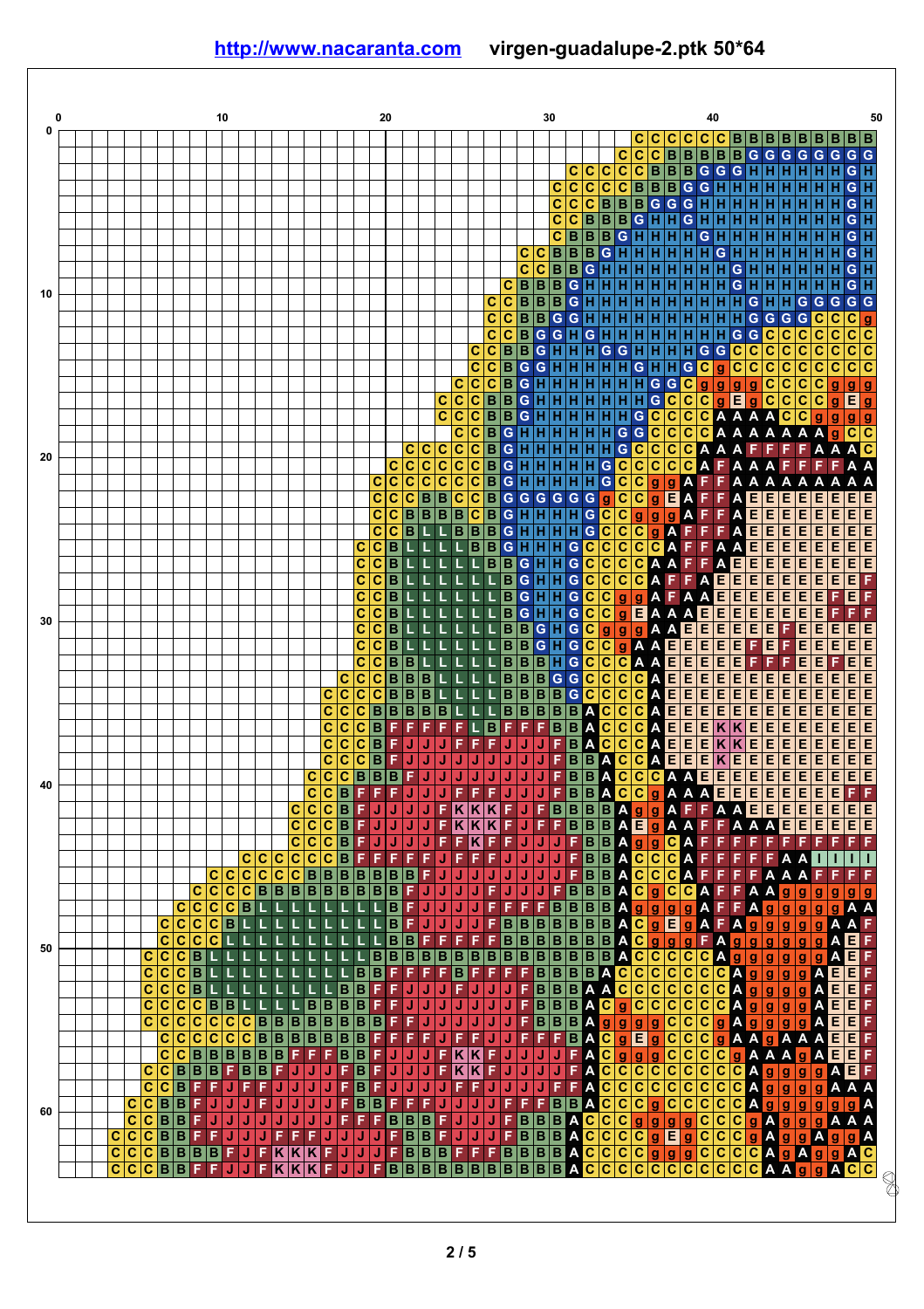# http://www.nacaranta.com virgen-guadalupe-2.ptk 50*64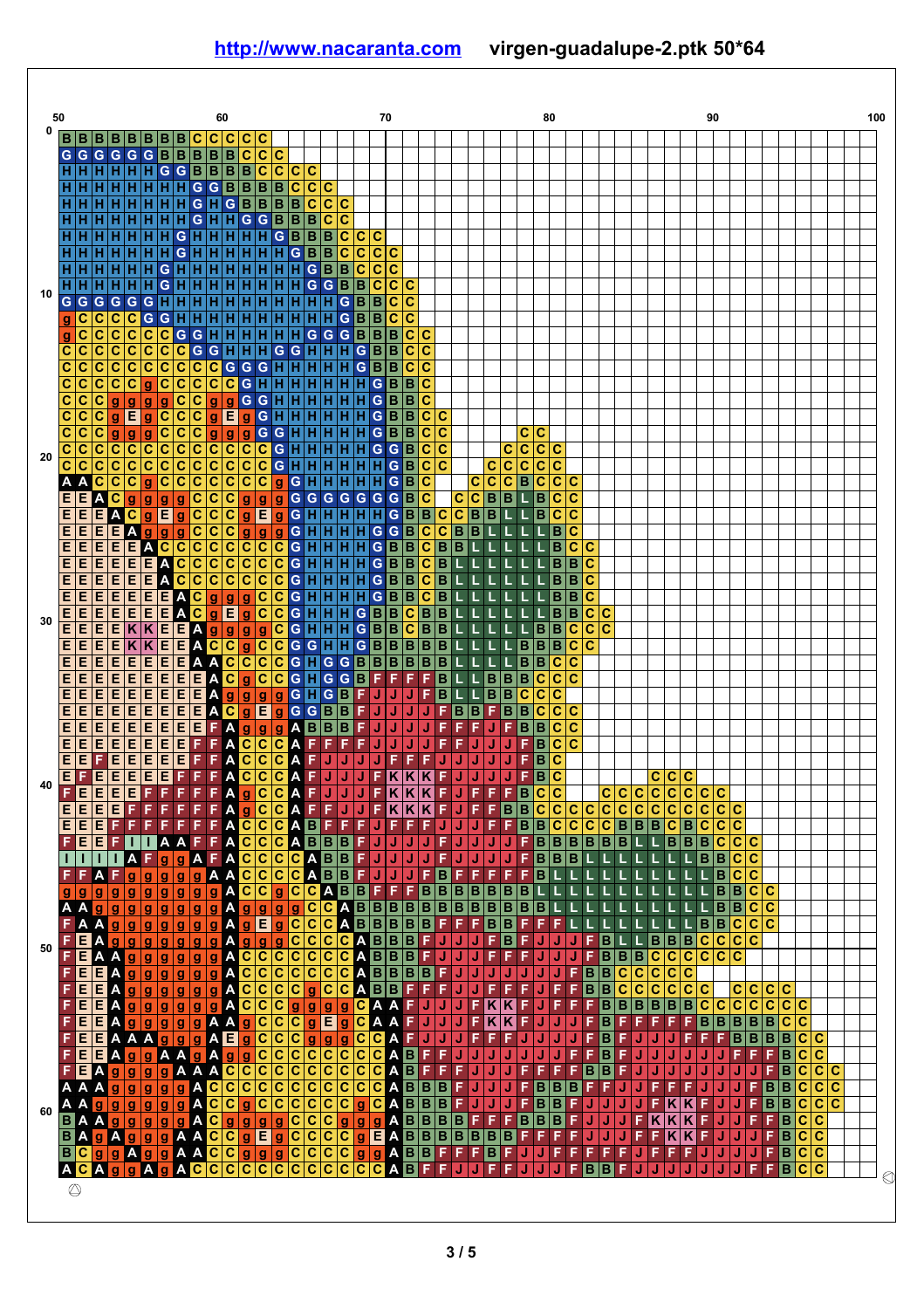**http://www.nacaranta.com** **virgen-guadalupe-2.ptk 50*64**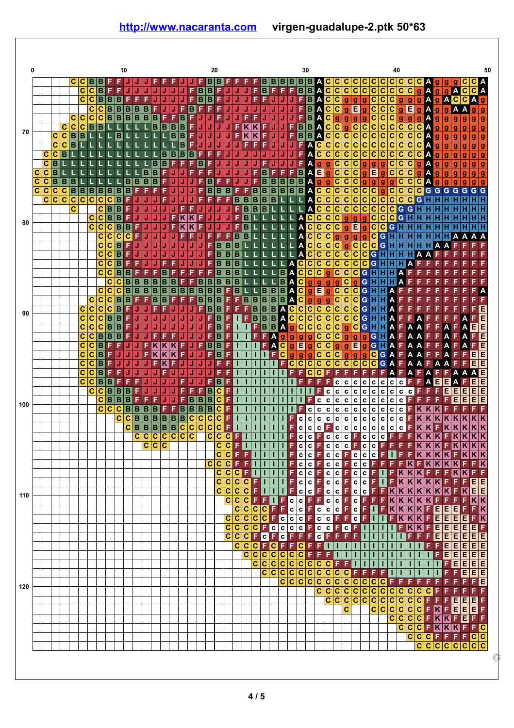**http://www.nacaranta.com**   **virgen-guadalupe-2.ptk 50*63**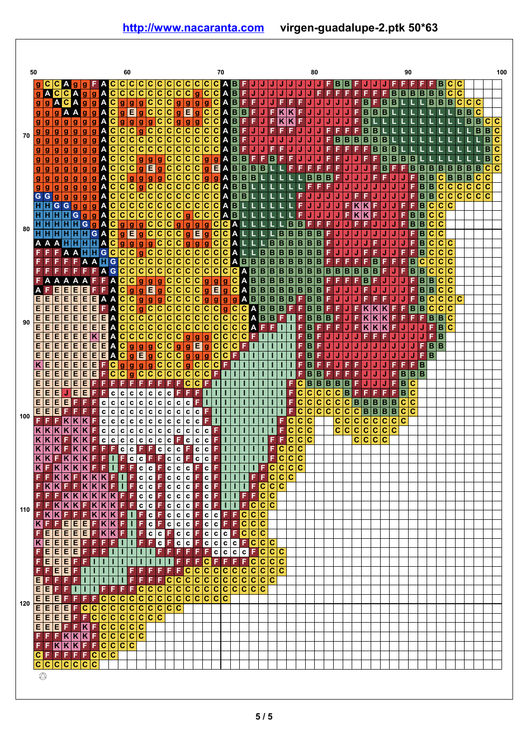# http://www.nacaranta.com virgen-guadalupe-2.ptk 50*63

50 60 70 80 90 100

70

80

90

100

110

120